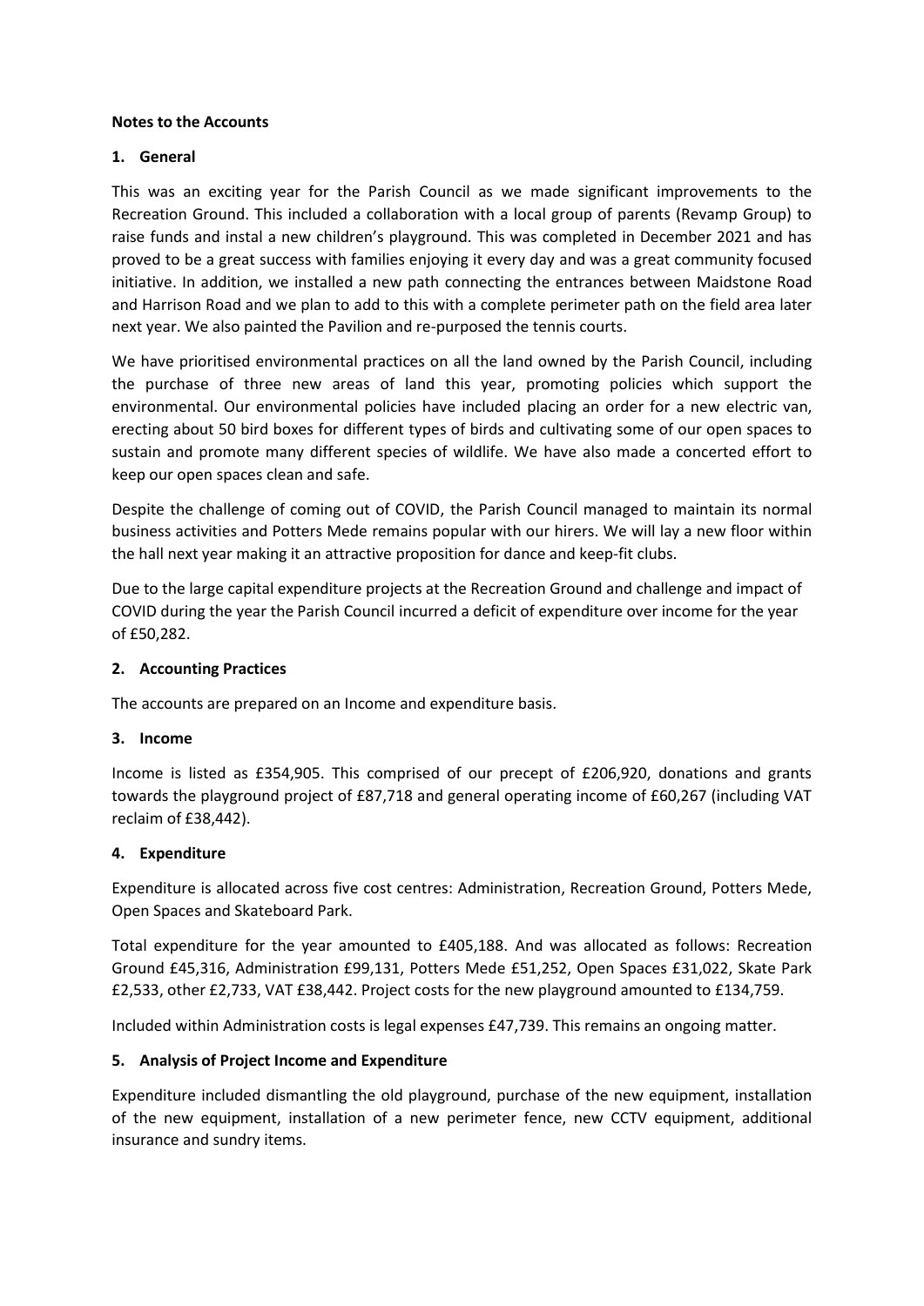**Notes to the Accounts**

## 1. General

This was an exciting year for the Parish Council as we made significant improvements to the Recreation Ground. This included a collaboration with a local group of parents (Revamp Group) to raise funds and instal a new children's playground. This was completed in December 2021 and has proved to be a great success with families enjoying it every day and was a great community focused initiative. In addition, we installed a new path connecting the entrances between Maidstone Road and Harrison Road and we plan to add to this with a complete perimeter path on the field area later next year. We also painted the Pavilion and re-purposed the tennis courts.

We have prioritised environmental practices on all the land owned by the Parish Council, including the purchase of three new areas of land this year, promoting policies which support the environmental. Our environmental policies have included placing an order for a new electric van, erecting about 50 bird boxes for different types of birds and cultivating some of our open spaces to sustain and promote many different species of wildlife. We have also made a concerted effort to keep our open spaces clean and safe.

Despite the challenge of coming out of COVID, the Parish Council managed to maintain its normal business activities and Potters Mede remains popular with our hirers. We will lay a new floor within the hall next year making it an attractive proposition for dance and keep-fit clubs.

Due to the large capital expenditure projects at the Recreation Ground and challenge and impact of COVID during the year the Parish Council incurred a deficit of expenditure over income for the year of £50,282.

## 2. Accounting Practices

The accounts are prepared on an Income and expenditure basis.

## 3. Income

Income is listed as £354,905. This comprised of our precept of £206,920, donations and grants towards the playground project of £87,718 and general operating income of £60,267 (including VAT reclaim of £38,442).

## 4. Expenditure

Expenditure is allocated across five cost centres: Administration, Recreation Ground, Potters Mede, Open Spaces and Skateboard Park.

Total expenditure for the year amounted to £405,188. And was allocated as follows: Recreation Ground £45,316, Administration £99,131, Potters Mede £51,252, Open Spaces £31,022, Skate Park £2,533, other £2,733, VAT £38,442. Project costs for the new playground amounted to £134,759.

Included within Administration costs is legal expenses £47,739. This remains an ongoing matter.

## 5. Analysis of Project Income and Expenditure

Expenditure included dismantling the old playground, purchase of the new equipment, installation of the new equipment, installation of a new perimeter fence, new CCTV equipment, additional insurance and sundry items.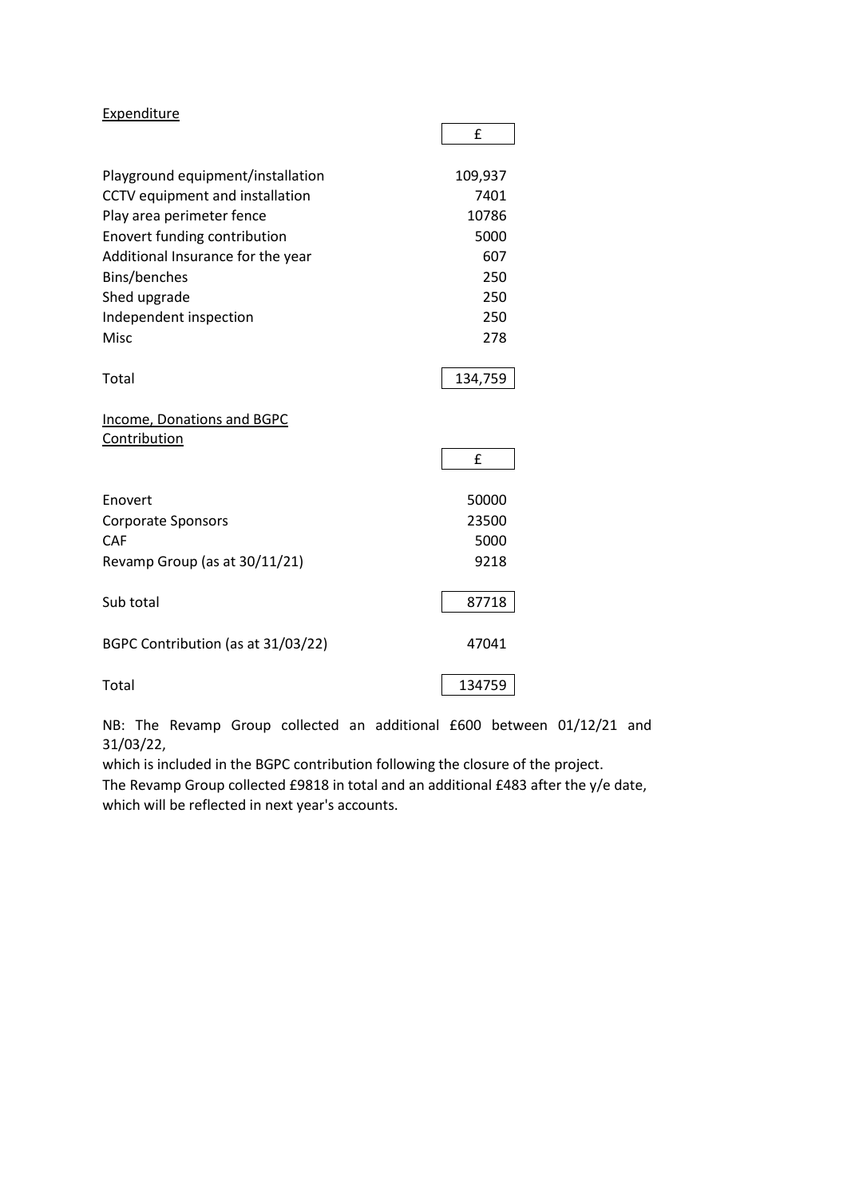**Expenditure**

| | £ |
|---|---|
| Playground equipment/installation | 109,937 |
| CCTV equipment and installation | 7401 |
| Play area perimeter fence | 10786 |
| Enovert funding contribution | 5000 |
| Additional Insurance for the year | 607 |
| Bins/benches | 250 |
| Shed upgrade | 250 |
| Independent inspection | 250 |
| Misc | 278 |
| Total | 134,759 |

**Income, Donations and BGPC Contribution**

| | £ |
|---|---|
| Enovert | 50000 |
| Corporate Sponsors | 23500 |
| CAF | 5000 |
| Revamp Group (as at 30/11/21) | 9218 |
| Sub total | 87718 |
| BGPC Contribution (as at 31/03/22) | 47041 |
| Total | 134759 |

NB: The Revamp Group collected an additional £600 between 01/12/21 and 31/03/22,
which is included in the BGPC contribution following the closure of the project.
The Revamp Group collected £9818 in total and an additional £483 after the y/e date, which will be reflected in next year's accounts.